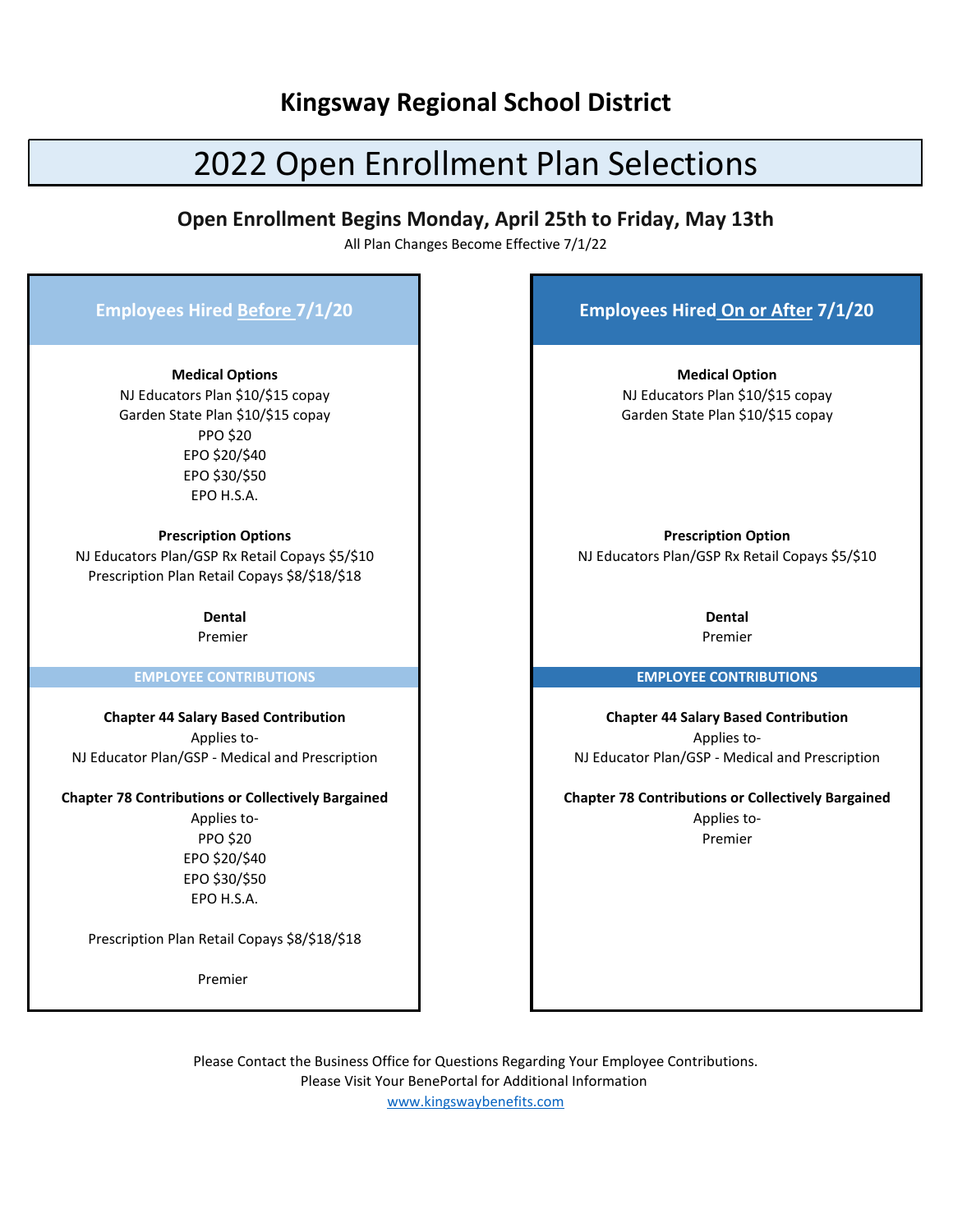# Kingsway Regional School District

## 2022 Open Enrollment Plan Selections

### Open Enrollment Begins Monday, April 25th to Friday, May 13th

All Plan Changes Become Effective 7/1/22

## Employees Hired Before 7/1/20

**Medical Options**

NJ Educators Plan $10/$15 copay
Garden State Plan $10/$15 copay
PPO $20
EPO $20/$40
EPO $30/$50
EPO H.S.A.

**Prescription Options**

NJ Educators Plan/GSP Rx Retail Copays $5/$10
Prescription Plan Retail Copays $8/$18/$18

**Dental**

Premier

### EMPLOYEE CONTRIBUTIONS

**Chapter 44 Salary Based Contribution**

Applies to-
NJ Educator Plan/GSP - Medical and Prescription

**Chapter 78 Contributions or Collectively Bargained**

Applies to-
PPO $20
EPO $20/$40
EPO $30/$50
EPO H.S.A.

Prescription Plan Retail Copays $8/$18/$18

Premier

## Employees Hired On or After 7/1/20

**Medical Option**

NJ Educators Plan $10/$15 copay
Garden State Plan $10/$15 copay

**Prescription Option**

NJ Educators Plan/GSP Rx Retail Copays $5/$10

**Dental**

Premier

### EMPLOYEE CONTRIBUTIONS

**Chapter 44 Salary Based Contribution**

Applies to-
NJ Educator Plan/GSP - Medical and Prescription

**Chapter 78 Contributions or Collectively Bargained**

Applies to-
Premier

Please Contact the Business Office for Questions Regarding Your Employee Contributions.
Please Visit Your BenePortal for Additional Information
www.kingswaybenefits.com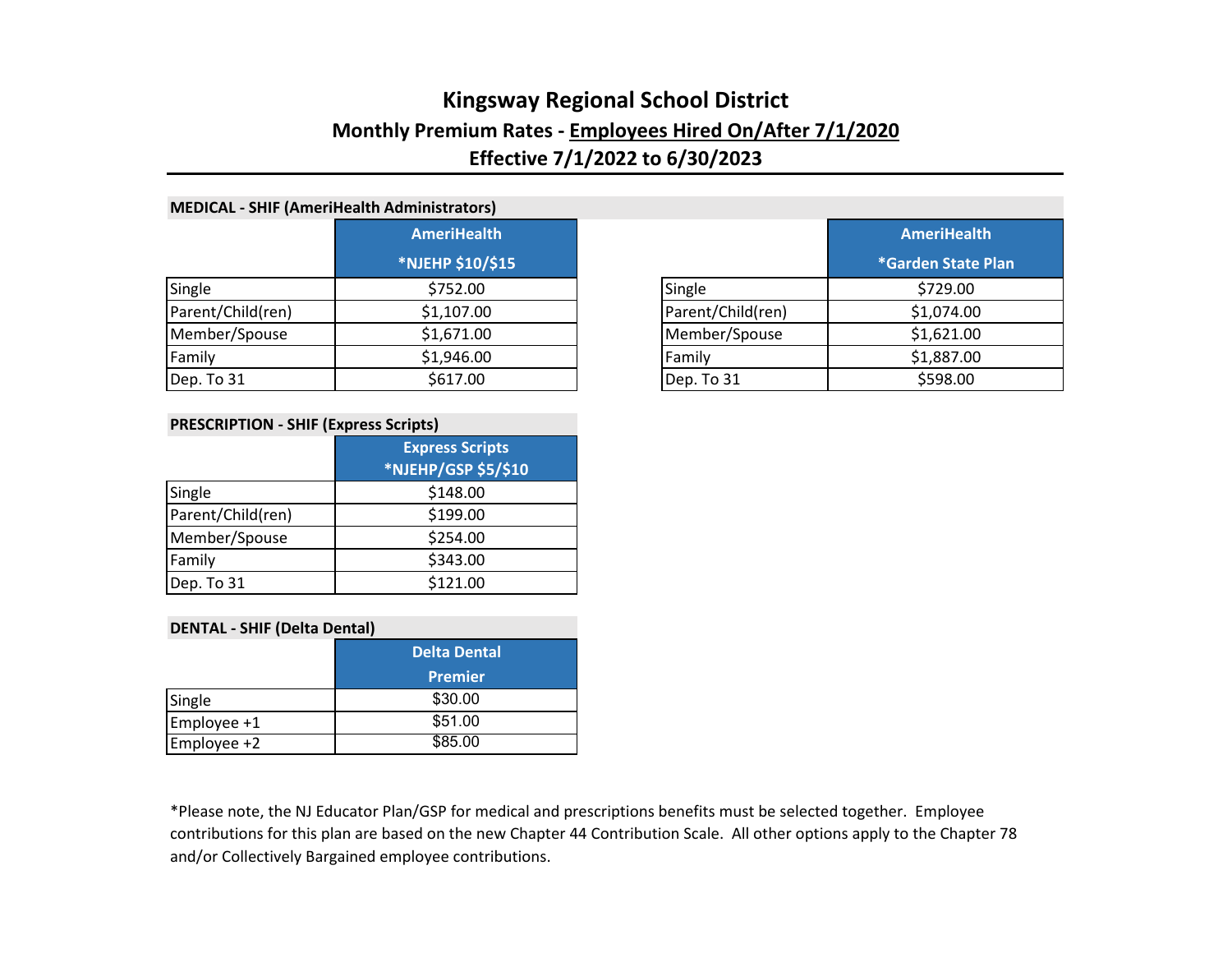# Kingsway Regional School District

## Monthly Premium Rates - Employees Hired On/After 7/1/2020

## Effective 7/1/2022 to 6/30/2023

**MEDICAL - SHIF (AmeriHealth Administrators)**

| | AmeriHealth *NJEHP $10/$15 |
|---|---|
| Single | $752.00 |
| Parent/Child(ren) | $1,107.00 |
| Member/Spouse | $1,671.00 |
| Family | $1,946.00 |
| Dep. To 31 | $617.00 |

| | AmeriHealth *Garden State Plan |
|---|---|
| Single | $729.00 |
| Parent/Child(ren) | $1,074.00 |
| Member/Spouse | $1,621.00 |
| Family | $1,887.00 |
| Dep. To 31 | $598.00 |

**PRESCRIPTION - SHIF (Express Scripts)**

| | Express Scripts *NJEHP/GSP $5/$10 |
|---|---|
| Single | $148.00 |
| Parent/Child(ren) | $199.00 |
| Member/Spouse | $254.00 |
| Family | $343.00 |
| Dep. To 31 | $121.00 |

**DENTAL - SHIF (Delta Dental)**

| | Delta Dental Premier |
|---|---|
| Single | $30.00 |
| Employee +1 | $51.00 |
| Employee +2 | $85.00 |

*Please note, the NJ Educator Plan/GSP for medical and prescriptions benefits must be selected together. Employee contributions for this plan are based on the new Chapter 44 Contribution Scale. All other options apply to the Chapter 78 and/or Collectively Bargained employee contributions.